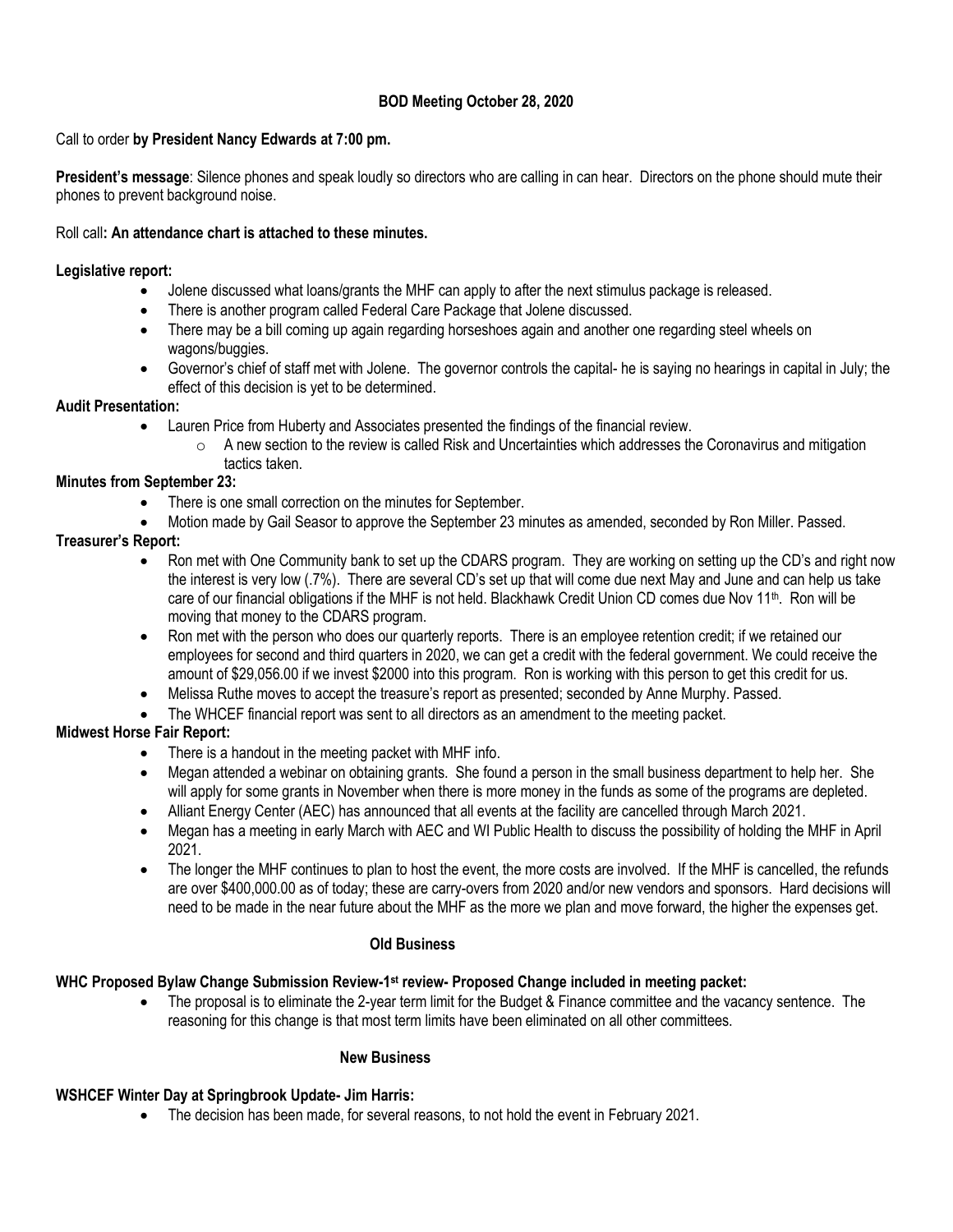# BOD Meeting October 28, 2020

Call to order **by President Nancy Edwards at 7:00 pm.**

**President's message**: Silence phones and speak loudly so directors who are calling in can hear. Directors on the phone should mute their phones to prevent background noise.

Roll call**: An attendance chart is attached to these minutes.**

**Legislative report:**

- Jolene discussed what loans/grants the MHF can apply to after the next stimulus package is released.
- There is another program called Federal Care Package that Jolene discussed.
- There may be a bill coming up again regarding horseshoes again and another one regarding steel wheels on wagons/buggies.
- Governor's chief of staff met with Jolene. The governor controls the capital- he is saying no hearings in capital in July; the effect of this decision is yet to be determined.

**Audit Presentation:**

- Lauren Price from Huberty and Associates presented the findings of the financial review.
  - A new section to the review is called Risk and Uncertainties which addresses the Coronavirus and mitigation tactics taken.

**Minutes from September 23:**

- There is one small correction on the minutes for September.
- Motion made by Gail Seasor to approve the September 23 minutes as amended, seconded by Ron Miller. Passed.

**Treasurer's Report:**

- Ron met with One Community bank to set up the CDARS program. They are working on setting up the CD's and right now the interest is very low (.7%). There are several CD's set up that will come due next May and June and can help us take care of our financial obligations if the MHF is not held. Blackhawk Credit Union CD comes due Nov 11th. Ron will be moving that money to the CDARS program.
- Ron met with the person who does our quarterly reports. There is an employee retention credit; if we retained our employees for second and third quarters in 2020, we can get a credit with the federal government. We could receive the amount of $29,056.00 if we invest $2000 into this program. Ron is working with this person to get this credit for us.
- Melissa Ruthe moves to accept the treasure's report as presented; seconded by Anne Murphy. Passed.
- The WHCEF financial report was sent to all directors as an amendment to the meeting packet.

**Midwest Horse Fair Report:**

- There is a handout in the meeting packet with MHF info.
- Megan attended a webinar on obtaining grants. She found a person in the small business department to help her. She will apply for some grants in November when there is more money in the funds as some of the programs are depleted.
- Alliant Energy Center (AEC) has announced that all events at the facility are cancelled through March 2021.
- Megan has a meeting in early March with AEC and WI Public Health to discuss the possibility of holding the MHF in April 2021.
- The longer the MHF continues to plan to host the event, the more costs are involved. If the MHF is cancelled, the refunds are over $400,000.00 as of today; these are carry-overs from 2020 and/or new vendors and sponsors. Hard decisions will need to be made in the near future about the MHF as the more we plan and move forward, the higher the expenses get.

## Old Business

**WHC Proposed Bylaw Change Submission Review-1st review- Proposed Change included in meeting packet:**

- The proposal is to eliminate the 2-year term limit for the Budget & Finance committee and the vacancy sentence. The reasoning for this change is that most term limits have been eliminated on all other committees.

## New Business

**WSHCEF Winter Day at Springbrook Update- Jim Harris:**

- The decision has been made, for several reasons, to not hold the event in February 2021.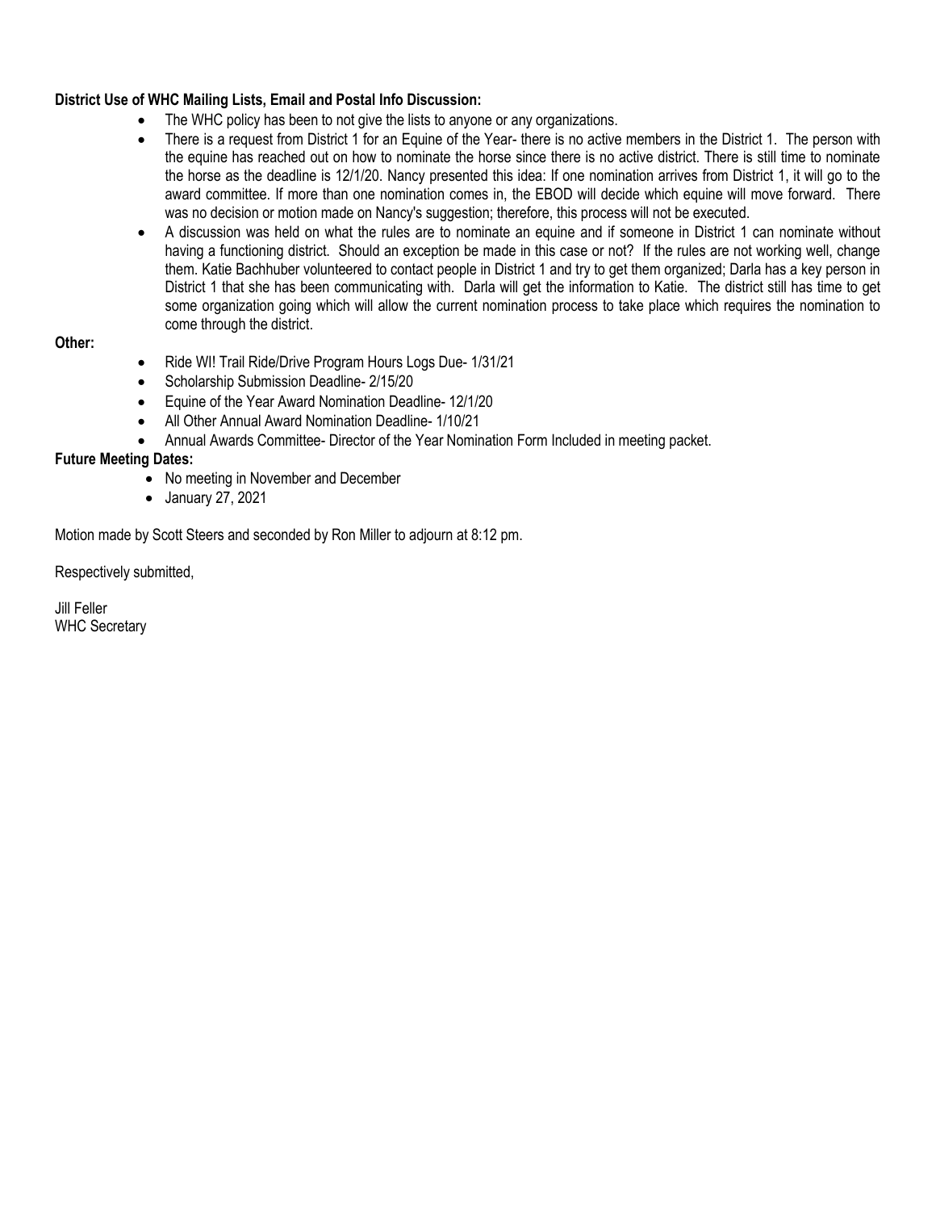**District Use of WHC Mailing Lists, Email and Postal Info Discussion:**

- The WHC policy has been to not give the lists to anyone or any organizations.
- There is a request from District 1 for an Equine of the Year- there is no active members in the District 1. The person with the equine has reached out on how to nominate the horse since there is no active district. There is still time to nominate the horse as the deadline is 12/1/20. Nancy presented this idea: If one nomination arrives from District 1, it will go to the award committee. If more than one nomination comes in, the EBOD will decide which equine will move forward. There was no decision or motion made on Nancy's suggestion; therefore, this process will not be executed.
- A discussion was held on what the rules are to nominate an equine and if someone in District 1 can nominate without having a functioning district. Should an exception be made in this case or not? If the rules are not working well, change them. Katie Bachhuber volunteered to contact people in District 1 and try to get them organized; Darla has a key person in District 1 that she has been communicating with. Darla will get the information to Katie. The district still has time to get some organization going which will allow the current nomination process to take place which requires the nomination to come through the district.

**Other:**

- Ride WI! Trail Ride/Drive Program Hours Logs Due- 1/31/21
- Scholarship Submission Deadline- 2/15/20
- Equine of the Year Award Nomination Deadline- 12/1/20
- All Other Annual Award Nomination Deadline- 1/10/21
- Annual Awards Committee- Director of the Year Nomination Form Included in meeting packet.

**Future Meeting Dates:**

- No meeting in November and December
- January 27, 2021

Motion made by Scott Steers and seconded by Ron Miller to adjourn at 8:12 pm.

Respectively submitted,

Jill Feller
WHC Secretary